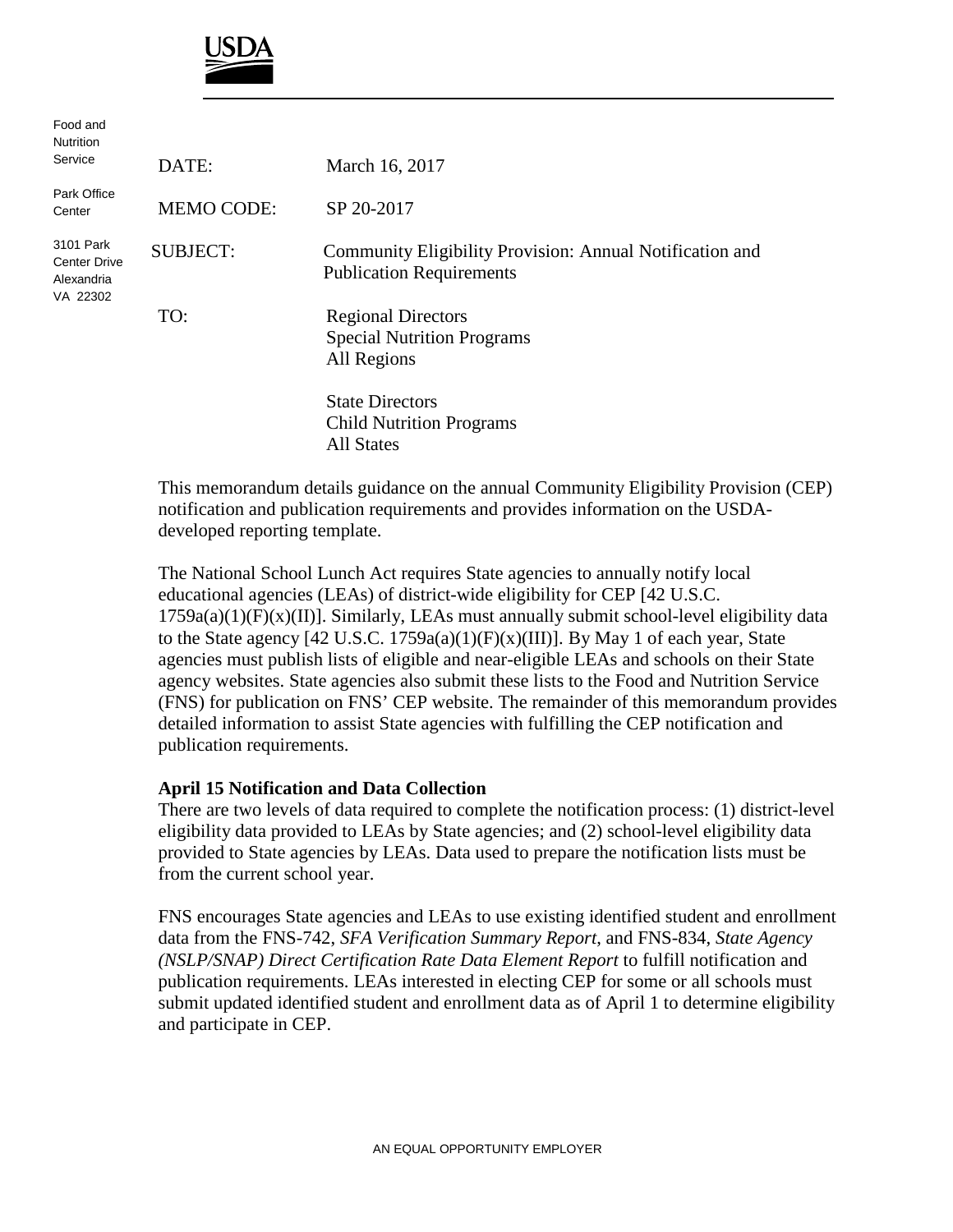USDA

Food and Nutrition Service

Park Office Center

3101 Park Center Drive Alexandria VA 22302

DATE: March 16, 2017

MEMO CODE: SP 20-2017

SUBJECT: Community Eligibility Provision: Annual Notification and Publication Requirements

TO: Regional Directors
Special Nutrition Programs
All Regions

State Directors
Child Nutrition Programs
All States

This memorandum details guidance on the annual Community Eligibility Provision (CEP) notification and publication requirements and provides information on the USDA-developed reporting template.

The National School Lunch Act requires State agencies to annually notify local educational agencies (LEAs) of district-wide eligibility for CEP [42 U.S.C. 1759a(a)(1)(F)(x)(II)]. Similarly, LEAs must annually submit school-level eligibility data to the State agency [42 U.S.C. 1759a(a)(1)(F)(x)(III)]. By May 1 of each year, State agencies must publish lists of eligible and near-eligible LEAs and schools on their State agency websites. State agencies also submit these lists to the Food and Nutrition Service (FNS) for publication on FNS' CEP website. The remainder of this memorandum provides detailed information to assist State agencies with fulfilling the CEP notification and publication requirements.

**April 15 Notification and Data Collection**

There are two levels of data required to complete the notification process: (1) district-level eligibility data provided to LEAs by State agencies; and (2) school-level eligibility data provided to State agencies by LEAs. Data used to prepare the notification lists must be from the current school year.

FNS encourages State agencies and LEAs to use existing identified student and enrollment data from the FNS-742, *SFA Verification Summary Report*, and FNS-834, *State Agency (NSLP/SNAP) Direct Certification Rate Data Element Report* to fulfill notification and publication requirements. LEAs interested in electing CEP for some or all schools must submit updated identified student and enrollment data as of April 1 to determine eligibility and participate in CEP.

AN EQUAL OPPORTUNITY EMPLOYER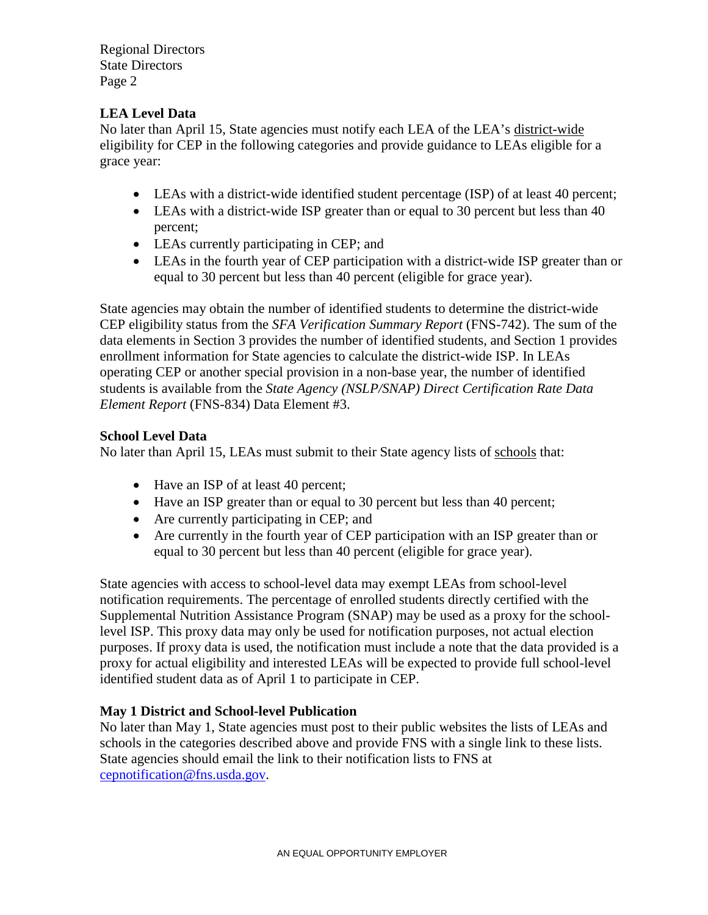## LEA Level Data

No later than April 15, State agencies must notify each LEA of the LEA's district-wide eligibility for CEP in the following categories and provide guidance to LEAs eligible for a grace year:

- LEAs with a district-wide identified student percentage (ISP) of at least 40 percent;
- LEAs with a district-wide ISP greater than or equal to 30 percent but less than 40 percent;
- LEAs currently participating in CEP; and
- LEAs in the fourth year of CEP participation with a district-wide ISP greater than or equal to 30 percent but less than 40 percent (eligible for grace year).

State agencies may obtain the number of identified students to determine the district-wide CEP eligibility status from the *SFA Verification Summary Report* (FNS-742). The sum of the data elements in Section 3 provides the number of identified students, and Section 1 provides enrollment information for State agencies to calculate the district-wide ISP. In LEAs operating CEP or another special provision in a non-base year, the number of identified students is available from the *State Agency (NSLP/SNAP) Direct Certification Rate Data Element Report* (FNS-834) Data Element #3.

## School Level Data

No later than April 15, LEAs must submit to their State agency lists of schools that:

- Have an ISP of at least 40 percent;
- Have an ISP greater than or equal to 30 percent but less than 40 percent;
- Are currently participating in CEP; and
- Are currently in the fourth year of CEP participation with an ISP greater than or equal to 30 percent but less than 40 percent (eligible for grace year).

State agencies with access to school-level data may exempt LEAs from school-level notification requirements. The percentage of enrolled students directly certified with the Supplemental Nutrition Assistance Program (SNAP) may be used as a proxy for the school-level ISP. This proxy data may only be used for notification purposes, not actual election purposes. If proxy data is used, the notification must include a note that the data provided is a proxy for actual eligibility and interested LEAs will be expected to provide full school-level identified student data as of April 1 to participate in CEP.

## May 1 District and School-level Publication

No later than May 1, State agencies must post to their public websites the lists of LEAs and schools in the categories described above and provide FNS with a single link to these lists. State agencies should email the link to their notification lists to FNS at cepnotification@fns.usda.gov.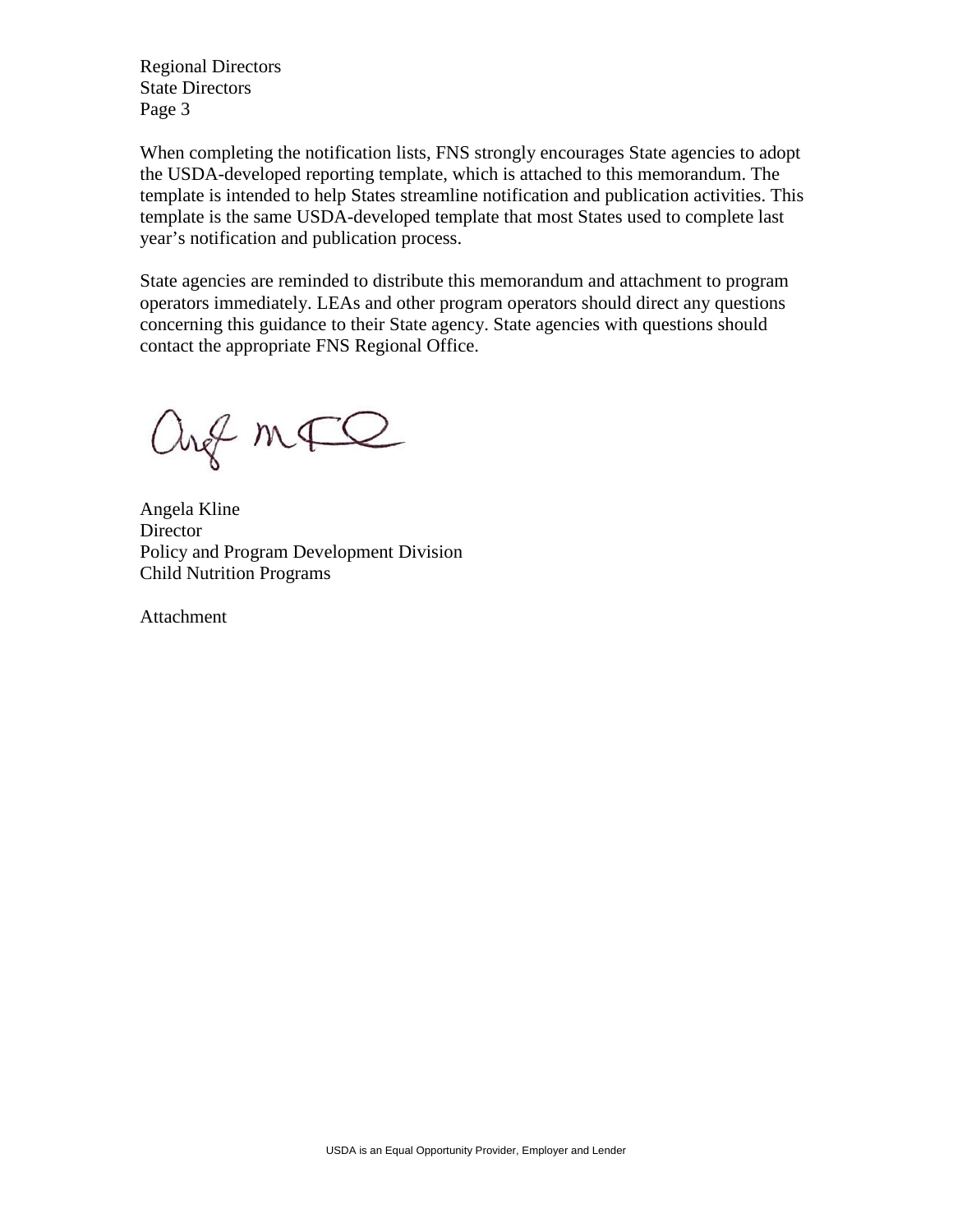When completing the notification lists, FNS strongly encourages State agencies to adopt the USDA-developed reporting template, which is attached to this memorandum. The template is intended to help States streamline notification and publication activities. This template is the same USDA-developed template that most States used to complete last year's notification and publication process.

State agencies are reminded to distribute this memorandum and attachment to program operators immediately. LEAs and other program operators should direct any questions concerning this guidance to their State agency. State agencies with questions should contact the appropriate FNS Regional Office.

Angela Kline
Director
Policy and Program Development Division
Child Nutrition Programs

Attachment